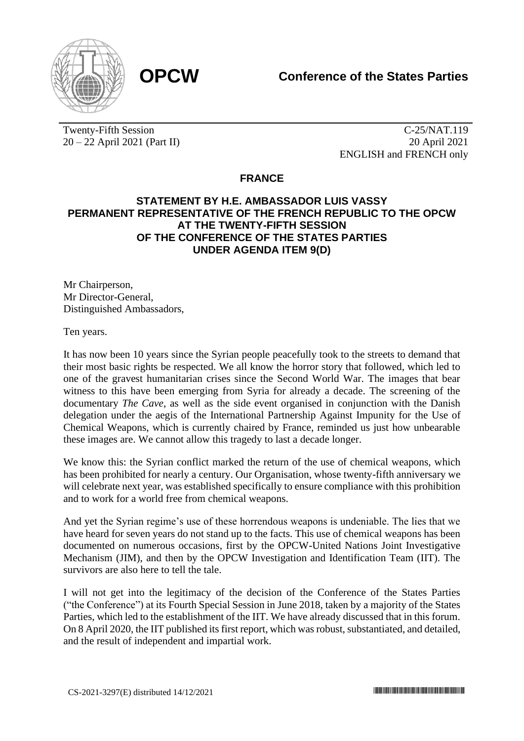**OPCW** **Conference of the States Parties**

Twenty-Fifth Session
20 – 22 April 2021 (Part II)

C-25/NAT.119
20 April 2021
ENGLISH and FRENCH only

## FRANCE

### STATEMENT BY H.E. AMBASSADOR LUIS VASSY PERMANENT REPRESENTATIVE OF THE FRENCH REPUBLIC TO THE OPCW AT THE TWENTY-FIFTH SESSION OF THE CONFERENCE OF THE STATES PARTIES UNDER AGENDA ITEM 9(D)

Mr Chairperson,
Mr Director-General,
Distinguished Ambassadors,

Ten years.

It has now been 10 years since the Syrian people peacefully took to the streets to demand that their most basic rights be respected. We all know the horror story that followed, which led to one of the gravest humanitarian crises since the Second World War. The images that bear witness to this have been emerging from Syria for already a decade. The screening of the documentary *The Cave*, as well as the side event organised in conjunction with the Danish delegation under the aegis of the International Partnership Against Impunity for the Use of Chemical Weapons, which is currently chaired by France, reminded us just how unbearable these images are. We cannot allow this tragedy to last a decade longer.

We know this: the Syrian conflict marked the return of the use of chemical weapons, which has been prohibited for nearly a century. Our Organisation, whose twenty-fifth anniversary we will celebrate next year, was established specifically to ensure compliance with this prohibition and to work for a world free from chemical weapons.

And yet the Syrian regime's use of these horrendous weapons is undeniable. The lies that we have heard for seven years do not stand up to the facts. This use of chemical weapons has been documented on numerous occasions, first by the OPCW-United Nations Joint Investigative Mechanism (JIM), and then by the OPCW Investigation and Identification Team (IIT). The survivors are also here to tell the tale.

I will not get into the legitimacy of the decision of the Conference of the States Parties ("the Conference") at its Fourth Special Session in June 2018, taken by a majority of the States Parties, which led to the establishment of the IIT. We have already discussed that in this forum. On 8 April 2020, the IIT published its first report, which was robust, substantiated, and detailed, and the result of independent and impartial work.

CS-2021-3297(E) distributed 14/12/2021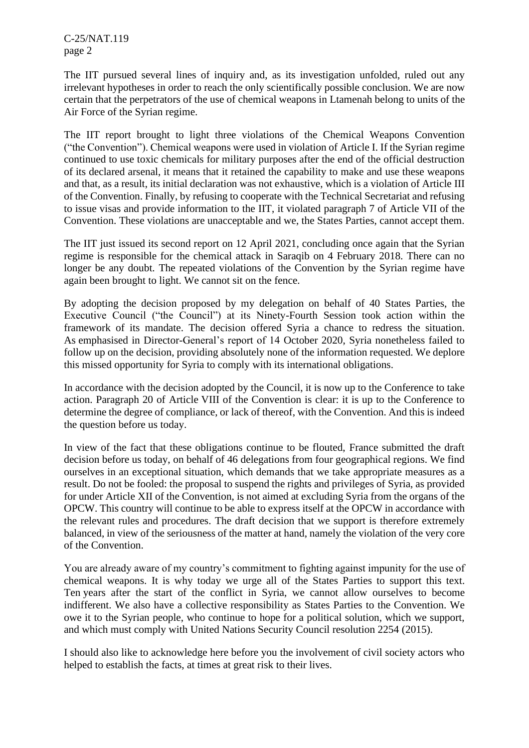The IIT pursued several lines of inquiry and, as its investigation unfolded, ruled out any irrelevant hypotheses in order to reach the only scientifically possible conclusion. We are now certain that the perpetrators of the use of chemical weapons in Ltamenah belong to units of the Air Force of the Syrian regime.

The IIT report brought to light three violations of the Chemical Weapons Convention ("the Convention"). Chemical weapons were used in violation of Article I. If the Syrian regime continued to use toxic chemicals for military purposes after the end of the official destruction of its declared arsenal, it means that it retained the capability to make and use these weapons and that, as a result, its initial declaration was not exhaustive, which is a violation of Article III of the Convention. Finally, by refusing to cooperate with the Technical Secretariat and refusing to issue visas and provide information to the IIT, it violated paragraph 7 of Article VII of the Convention. These violations are unacceptable and we, the States Parties, cannot accept them.

The IIT just issued its second report on 12 April 2021, concluding once again that the Syrian regime is responsible for the chemical attack in Saraqib on 4 February 2018. There can no longer be any doubt. The repeated violations of the Convention by the Syrian regime have again been brought to light. We cannot sit on the fence.

By adopting the decision proposed by my delegation on behalf of 40 States Parties, the Executive Council ("the Council") at its Ninety-Fourth Session took action within the framework of its mandate. The decision offered Syria a chance to redress the situation. As emphasised in Director-General's report of 14 October 2020, Syria nonetheless failed to follow up on the decision, providing absolutely none of the information requested. We deplore this missed opportunity for Syria to comply with its international obligations.

In accordance with the decision adopted by the Council, it is now up to the Conference to take action. Paragraph 20 of Article VIII of the Convention is clear: it is up to the Conference to determine the degree of compliance, or lack of thereof, with the Convention. And this is indeed the question before us today.

In view of the fact that these obligations continue to be flouted, France submitted the draft decision before us today, on behalf of 46 delegations from four geographical regions. We find ourselves in an exceptional situation, which demands that we take appropriate measures as a result. Do not be fooled: the proposal to suspend the rights and privileges of Syria, as provided for under Article XII of the Convention, is not aimed at excluding Syria from the organs of the OPCW. This country will continue to be able to express itself at the OPCW in accordance with the relevant rules and procedures. The draft decision that we support is therefore extremely balanced, in view of the seriousness of the matter at hand, namely the violation of the very core of the Convention.

You are already aware of my country's commitment to fighting against impunity for the use of chemical weapons. It is why today we urge all of the States Parties to support this text. Ten years after the start of the conflict in Syria, we cannot allow ourselves to become indifferent. We also have a collective responsibility as States Parties to the Convention. We owe it to the Syrian people, who continue to hope for a political solution, which we support, and which must comply with United Nations Security Council resolution 2254 (2015).

I should also like to acknowledge here before you the involvement of civil society actors who helped to establish the facts, at times at great risk to their lives.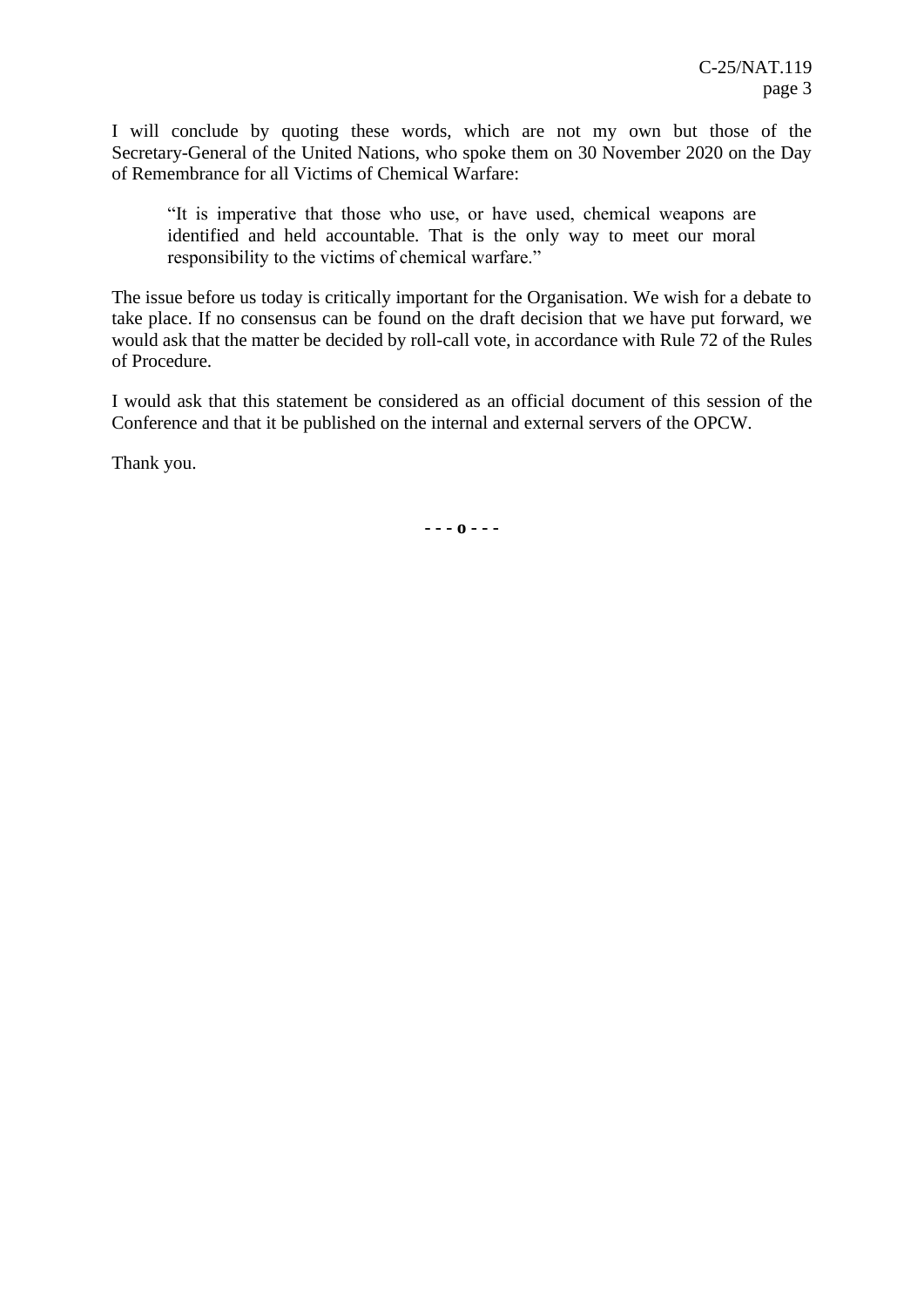I will conclude by quoting these words, which are not my own but those of the Secretary-General of the United Nations, who spoke them on 30 November 2020 on the Day of Remembrance for all Victims of Chemical Warfare:

> "It is imperative that those who use, or have used, chemical weapons are identified and held accountable. That is the only way to meet our moral responsibility to the victims of chemical warfare."

The issue before us today is critically important for the Organisation. We wish for a debate to take place. If no consensus can be found on the draft decision that we have put forward, we would ask that the matter be decided by roll-call vote, in accordance with Rule 72 of the Rules of Procedure.

I would ask that this statement be considered as an official document of this session of the Conference and that it be published on the internal and external servers of the OPCW.

Thank you.

**- - - o - - -**